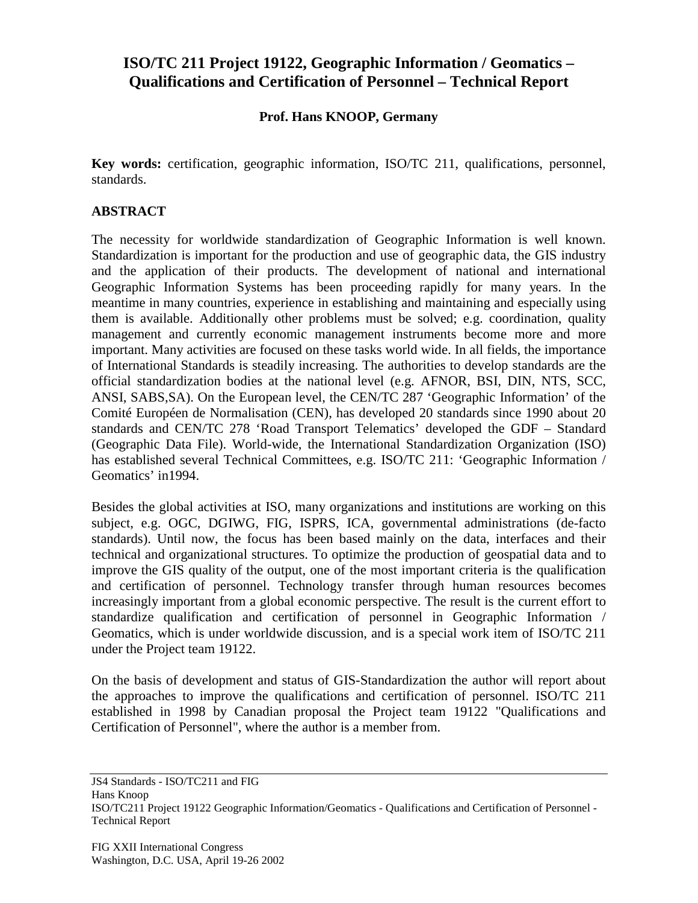# ISO/TC 211 Project 19122, Geographic Information / Geomatics – Qualifications and Certification of Personnel – Technical Report

**Prof. Hans KNOOP, Germany**

**Key words:** certification, geographic information, ISO/TC 211, qualifications, personnel, standards.

## ABSTRACT

The necessity for worldwide standardization of Geographic Information is well known. Standardization is important for the production and use of geographic data, the GIS industry and the application of their products. The development of national and international Geographic Information Systems has been proceeding rapidly for many years. In the meantime in many countries, experience in establishing and maintaining and especially using them is available. Additionally other problems must be solved; e.g. coordination, quality management and currently economic management instruments become more and more important. Many activities are focused on these tasks world wide. In all fields, the importance of International Standards is steadily increasing. The authorities to develop standards are the official standardization bodies at the national level (e.g. AFNOR, BSI, DIN, NTS, SCC, ANSI, SABS,SA). On the European level, the CEN/TC 287 'Geographic Information' of the Comité Européen de Normalisation (CEN), has developed 20 standards since 1990 about 20 standards and CEN/TC 278 'Road Transport Telematics' developed the GDF – Standard (Geographic Data File). World-wide, the International Standardization Organization (ISO) has established several Technical Committees, e.g. ISO/TC 211: 'Geographic Information / Geomatics' in1994.

Besides the global activities at ISO, many organizations and institutions are working on this subject, e.g. OGC, DGIWG, FIG, ISPRS, ICA, governmental administrations (de-facto standards). Until now, the focus has been based mainly on the data, interfaces and their technical and organizational structures. To optimize the production of geospatial data and to improve the GIS quality of the output, one of the most important criteria is the qualification and certification of personnel. Technology transfer through human resources becomes increasingly important from a global economic perspective. The result is the current effort to standardize qualification and certification of personnel in Geographic Information / Geomatics, which is under worldwide discussion, and is a special work item of ISO/TC 211 under the Project team 19122.

On the basis of development and status of GIS-Standardization the author will report about the approaches to improve the qualifications and certification of personnel. ISO/TC 211 established in 1998 by Canadian proposal the Project team 19122 "Qualifications and Certification of Personnel", where the author is a member from.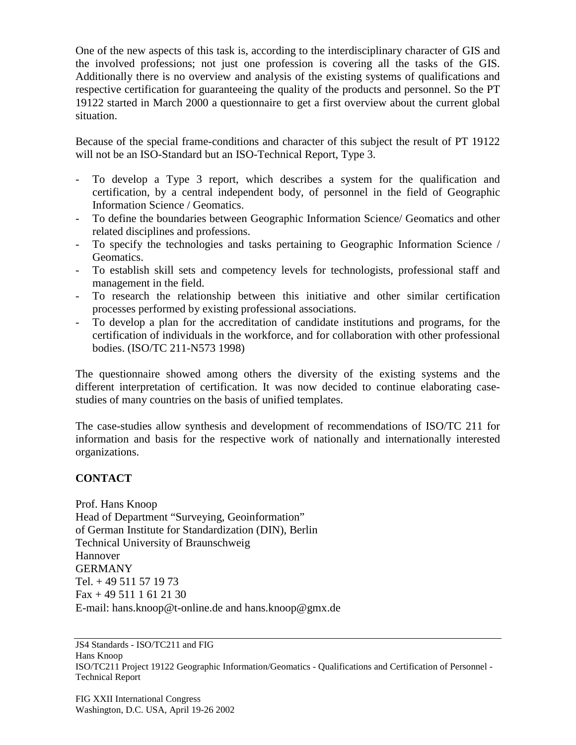One of the new aspects of this task is, according to the interdisciplinary character of GIS and the involved professions; not just one profession is covering all the tasks of the GIS. Additionally there is no overview and analysis of the existing systems of qualifications and respective certification for guaranteeing the quality of the products and personnel. So the PT 19122 started in March 2000 a questionnaire to get a first overview about the current global situation.

Because of the special frame-conditions and character of this subject the result of PT 19122 will not be an ISO-Standard but an ISO-Technical Report, Type 3.

- To develop a Type 3 report, which describes a system for the qualification and certification, by a central independent body, of personnel in the field of Geographic Information Science / Geomatics.
- To define the boundaries between Geographic Information Science/ Geomatics and other related disciplines and professions.
- To specify the technologies and tasks pertaining to Geographic Information Science / Geomatics.
- To establish skill sets and competency levels for technologists, professional staff and management in the field.
- To research the relationship between this initiative and other similar certification processes performed by existing professional associations.
- To develop a plan for the accreditation of candidate institutions and programs, for the certification of individuals in the workforce, and for collaboration with other professional bodies. (ISO/TC 211-N573 1998)

The questionnaire showed among others the diversity of the existing systems and the different interpretation of certification. It was now decided to continue elaborating case-studies of many countries on the basis of unified templates.

The case-studies allow synthesis and development of recommendations of ISO/TC 211 for information and basis for the respective work of nationally and internationally interested organizations.

## CONTACT

Prof. Hans Knoop
Head of Department "Surveying, Geoinformation"
of German Institute for Standardization (DIN), Berlin
Technical University of Braunschweig
Hannover
GERMANY
Tel. + 49 511 57 19 73
Fax + 49 511 1 61 21 30
E-mail: hans.knoop@t-online.de and hans.knoop@gmx.de